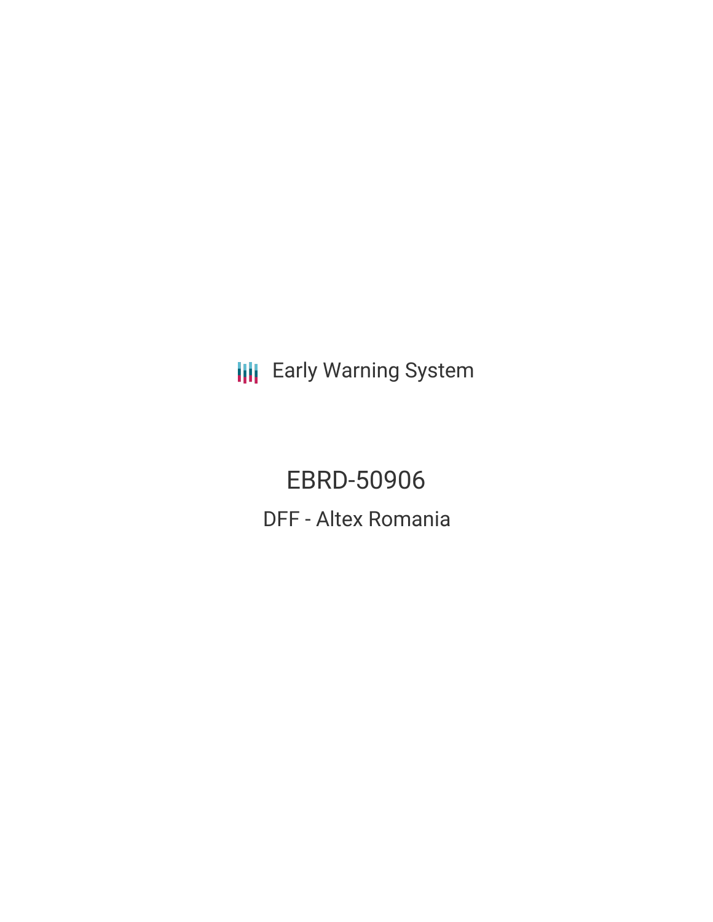Early Warning System

# EBRD-50906

## DFF - Altex Romania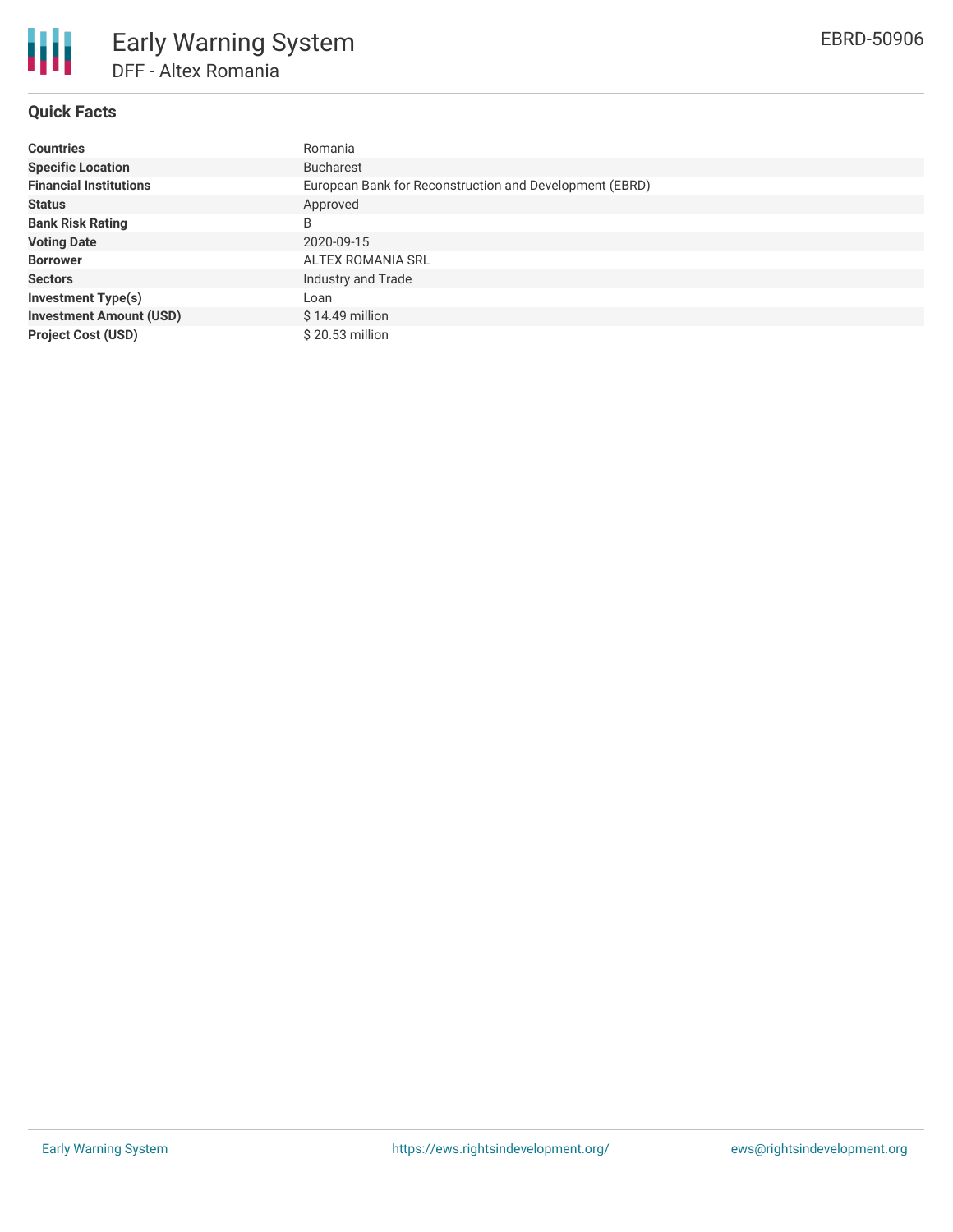# Early Warning System

## DFF - Altex Romania

EBRD-50906

### Quick Facts

| | |
|---|---|
| **Countries** | Romania |
| **Specific Location** | Bucharest |
| **Financial Institutions** | European Bank for Reconstruction and Development (EBRD) |
| **Status** | Approved |
| **Bank Risk Rating** | B |
| **Voting Date** | 2020-09-15 |
| **Borrower** | ALTEX ROMANIA SRL |
| **Sectors** | Industry and Trade |
| **Investment Type(s)** | Loan |
| **Investment Amount (USD)** | $ 14.49 million |
| **Project Cost (USD)** | $ 20.53 million |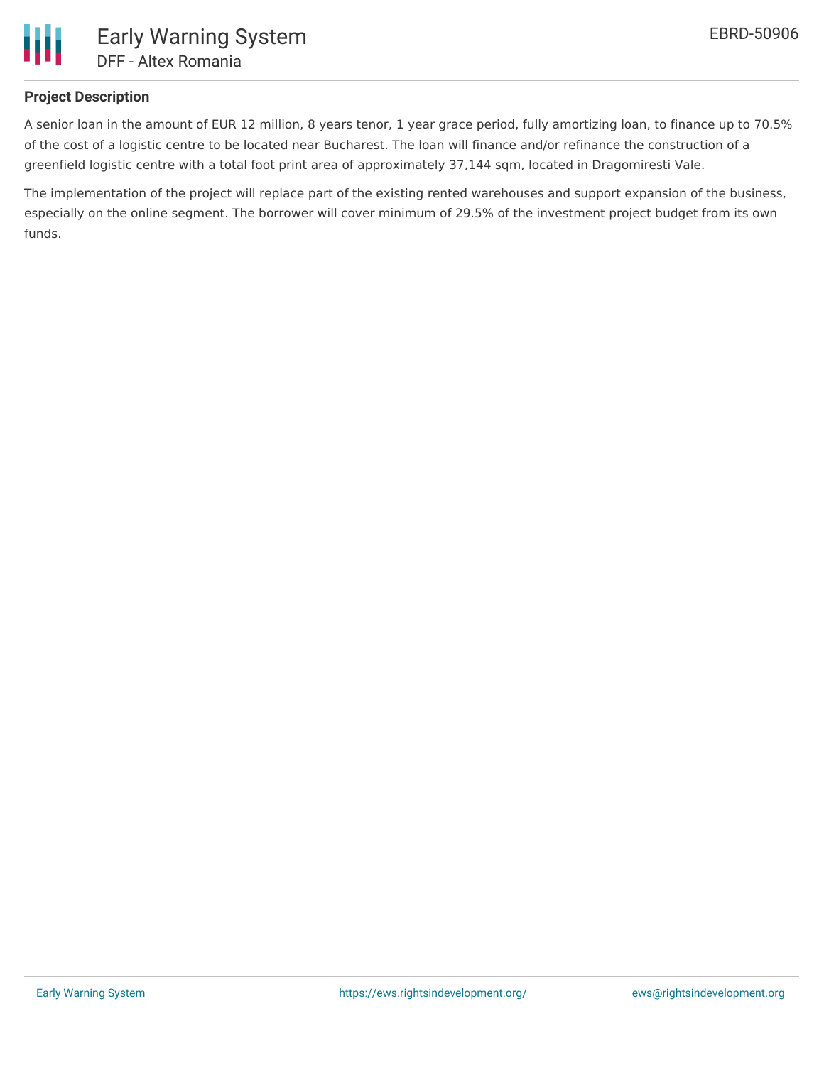## Project Description

A senior loan in the amount of EUR 12 million, 8 years tenor, 1 year grace period, fully amortizing loan, to finance up to 70.5% of the cost of a logistic centre to be located near Bucharest. The loan will finance and/or refinance the construction of a greenfield logistic centre with a total foot print area of approximately 37,144 sqm, located in Dragomiresti Vale.

The implementation of the project will replace part of the existing rented warehouses and support expansion of the business, especially on the online segment. The borrower will cover minimum of 29.5% of the investment project budget from its own funds.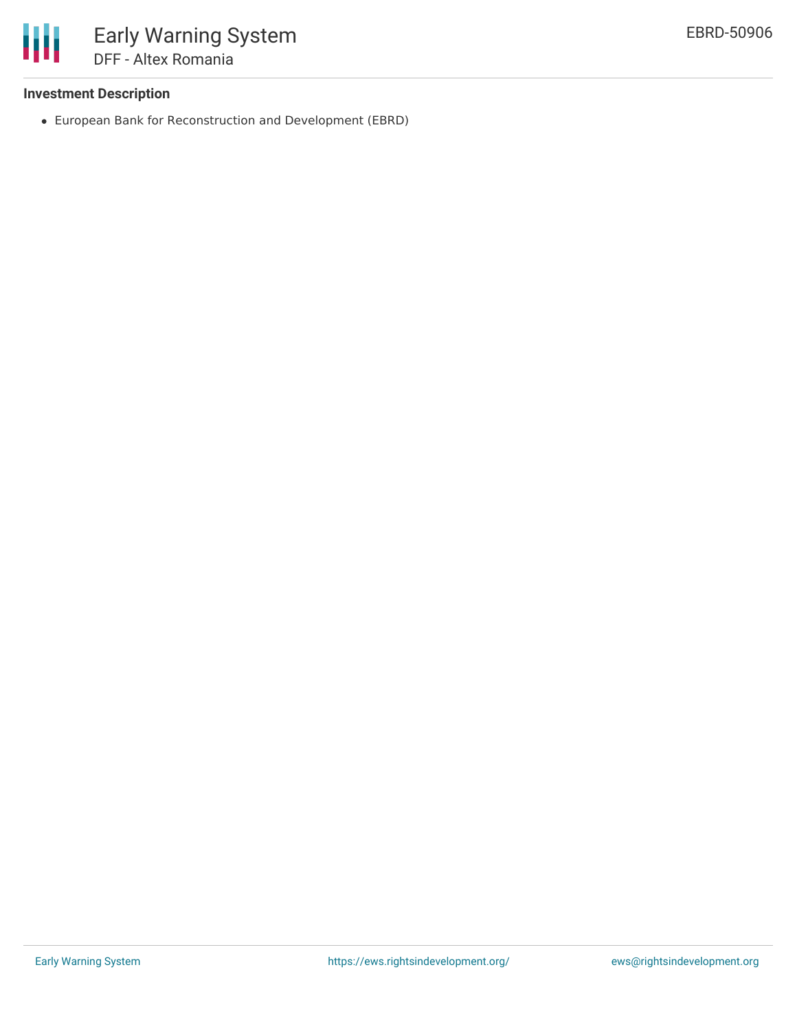### Investment Description

- European Bank for Reconstruction and Development (EBRD)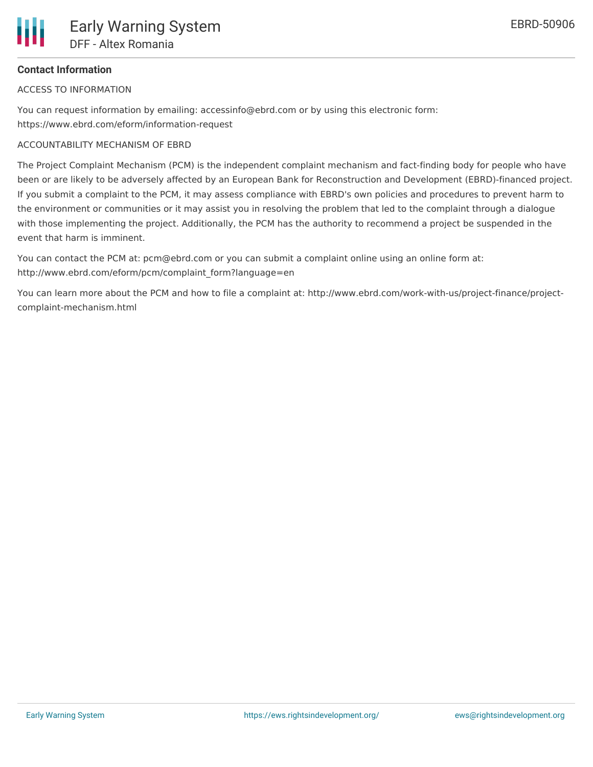**Contact Information**

ACCESS TO INFORMATION

You can request information by emailing: accessinfo@ebrd.com or by using this electronic form: https://www.ebrd.com/eform/information-request

ACCOUNTABILITY MECHANISM OF EBRD

The Project Complaint Mechanism (PCM) is the independent complaint mechanism and fact-finding body for people who have been or are likely to be adversely affected by an European Bank for Reconstruction and Development (EBRD)-financed project. If you submit a complaint to the PCM, it may assess compliance with EBRD's own policies and procedures to prevent harm to the environment or communities or it may assist you in resolving the problem that led to the complaint through a dialogue with those implementing the project. Additionally, the PCM has the authority to recommend a project be suspended in the event that harm is imminent.

You can contact the PCM at: pcm@ebrd.com or you can submit a complaint online using an online form at: http://www.ebrd.com/eform/pcm/complaint_form?language=en

You can learn more about the PCM and how to file a complaint at: http://www.ebrd.com/work-with-us/project-finance/project-complaint-mechanism.html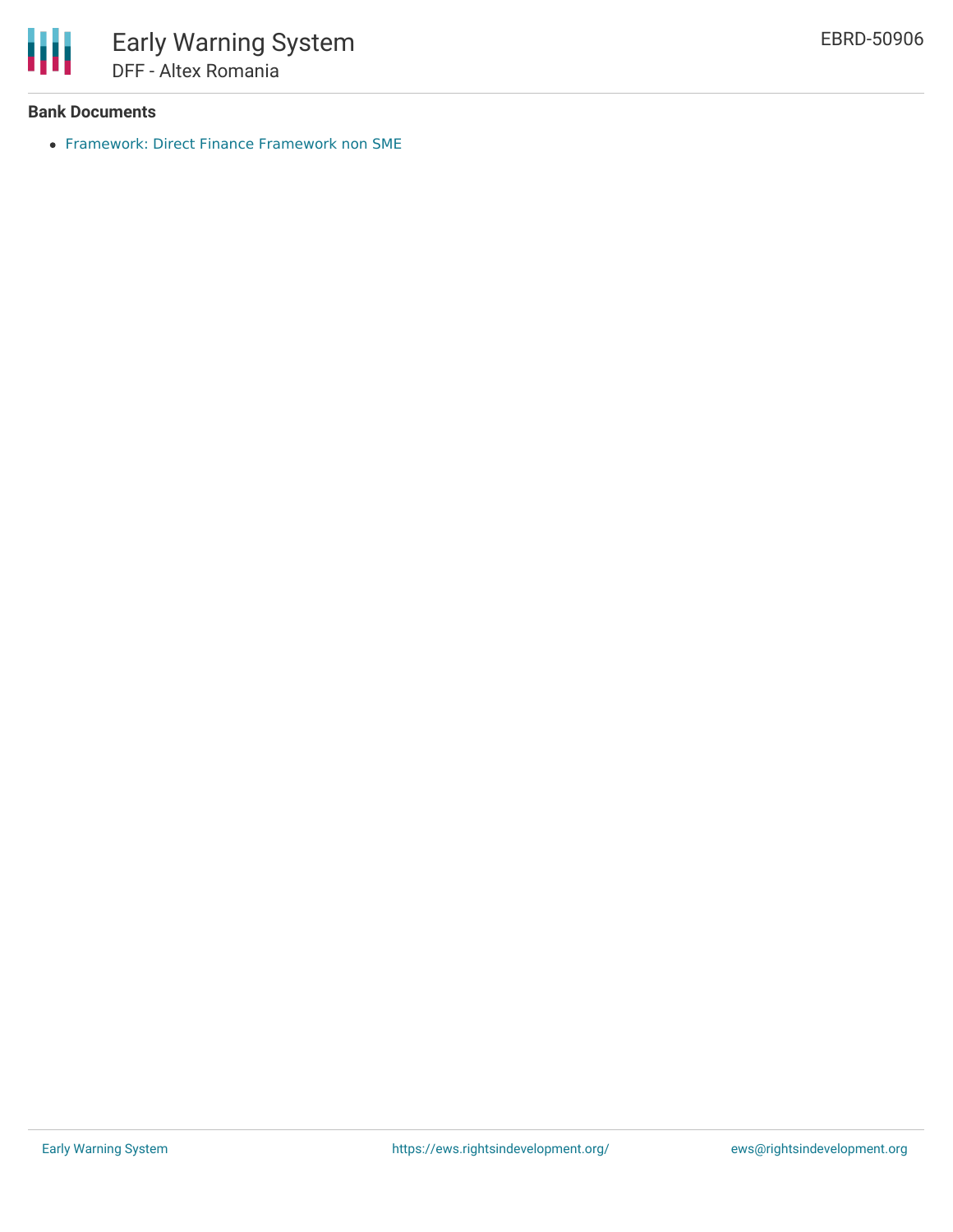### Bank Documents

- Framework: Direct Finance Framework non SME